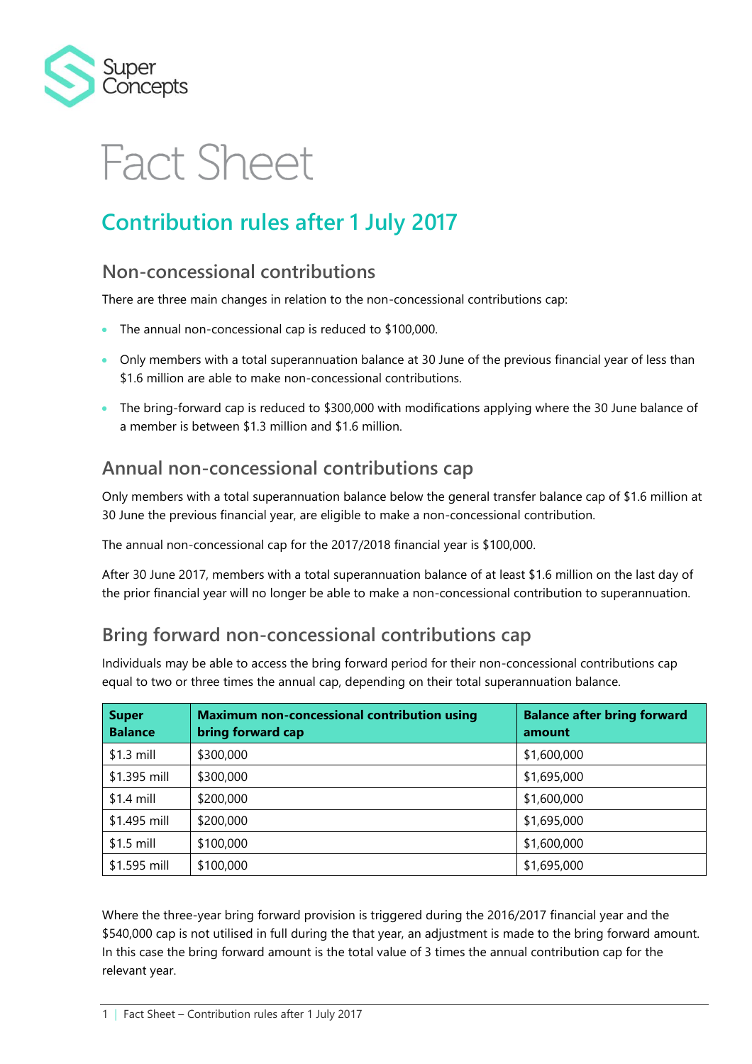Super Concepts

# Fact Sheet

## Contribution rules after 1 July 2017

### Non-concessional contributions

There are three main changes in relation to the non-concessional contributions cap:

- The annual non-concessional cap is reduced to $100,000.
- Only members with a total superannuation balance at 30 June of the previous financial year of less than $1.6 million are able to make non-concessional contributions.
- The bring-forward cap is reduced to $300,000 with modifications applying where the 30 June balance of a member is between $1.3 million and $1.6 million.

### Annual non-concessional contributions cap

Only members with a total superannuation balance below the general transfer balance cap of $1.6 million at 30 June the previous financial year, are eligible to make a non-concessional contribution.

The annual non-concessional cap for the 2017/2018 financial year is $100,000.

After 30 June 2017, members with a total superannuation balance of at least $1.6 million on the last day of the prior financial year will no longer be able to make a non-concessional contribution to superannuation.

### Bring forward non-concessional contributions cap

Individuals may be able to access the bring forward period for their non-concessional contributions cap equal to two or three times the annual cap, depending on their total superannuation balance.

| Super Balance | Maximum non-concessional contribution using bring forward cap | Balance after bring forward amount |
|---|---|---|
| $1.3 mill | $300,000 | $1,600,000 |
| $1.395 mill | $300,000 | $1,695,000 |
| $1.4 mill | $200,000 | $1,600,000 |
| $1.495 mill | $200,000 | $1,695,000 |
| $1.5 mill | $100,000 | $1,600,000 |
| $1.595 mill | $100,000 | $1,695,000 |

Where the three-year bring forward provision is triggered during the 2016/2017 financial year and the $540,000 cap is not utilised in full during the that year, an adjustment is made to the bring forward amount. In this case the bring forward amount is the total value of 3 times the annual contribution cap for the relevant year.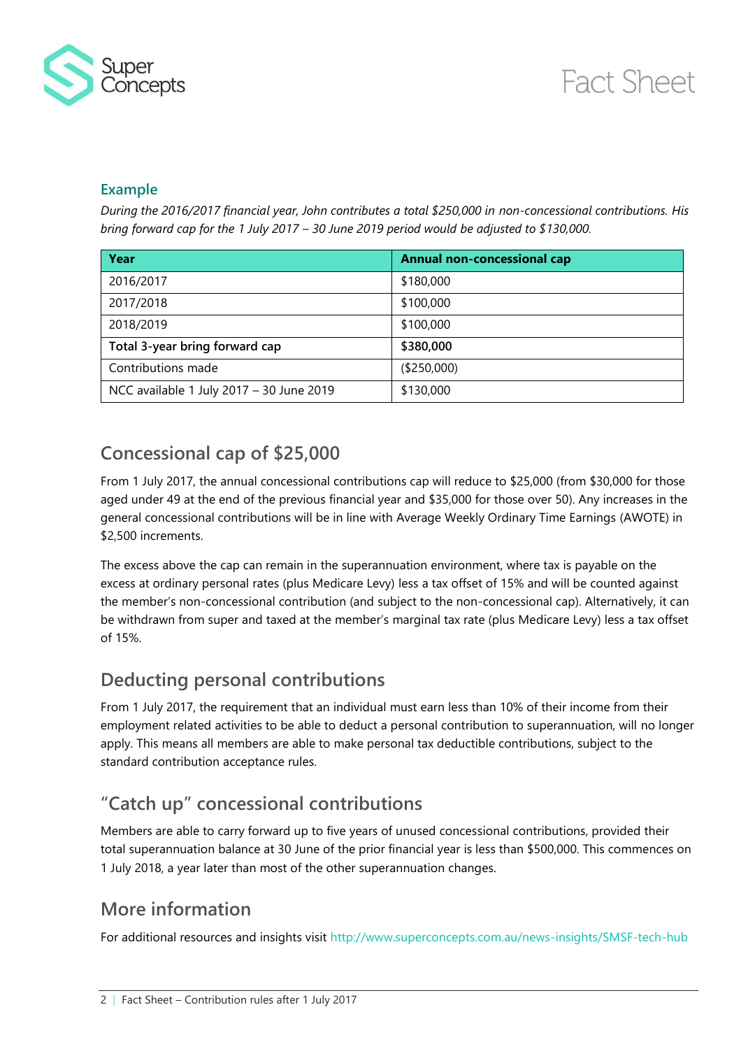### Example

*During the 2016/2017 financial year, John contributes a total $250,000 in non-concessional contributions. His bring forward cap for the 1 July 2017 – 30 June 2019 period would be adjusted to $130,000.*

| Year | Annual non-concessional cap |
|---|---|
| 2016/2017 | $180,000 |
| 2017/2018 | $100,000 |
| 2018/2019 | $100,000 |
| **Total 3-year bring forward cap** | **$380,000** |
| Contributions made | ($250,000) |
| NCC available 1 July 2017 – 30 June 2019 | $130,000 |

## Concessional cap of $25,000

From 1 July 2017, the annual concessional contributions cap will reduce to $25,000 (from $30,000 for those aged under 49 at the end of the previous financial year and $35,000 for those over 50). Any increases in the general concessional contributions will be in line with Average Weekly Ordinary Time Earnings (AWOTE) in $2,500 increments.

The excess above the cap can remain in the superannuation environment, where tax is payable on the excess at ordinary personal rates (plus Medicare Levy) less a tax offset of 15% and will be counted against the member's non-concessional contribution (and subject to the non-concessional cap). Alternatively, it can be withdrawn from super and taxed at the member's marginal tax rate (plus Medicare Levy) less a tax offset of 15%.

## Deducting personal contributions

From 1 July 2017, the requirement that an individual must earn less than 10% of their income from their employment related activities to be able to deduct a personal contribution to superannuation, will no longer apply. This means all members are able to make personal tax deductible contributions, subject to the standard contribution acceptance rules.

## "Catch up" concessional contributions

Members are able to carry forward up to five years of unused concessional contributions, provided their total superannuation balance at 30 June of the prior financial year is less than $500,000. This commences on 1 July 2018, a year later than most of the other superannuation changes.

## More information

For additional resources and insights visit http://www.superconcepts.com.au/news-insights/SMSF-tech-hub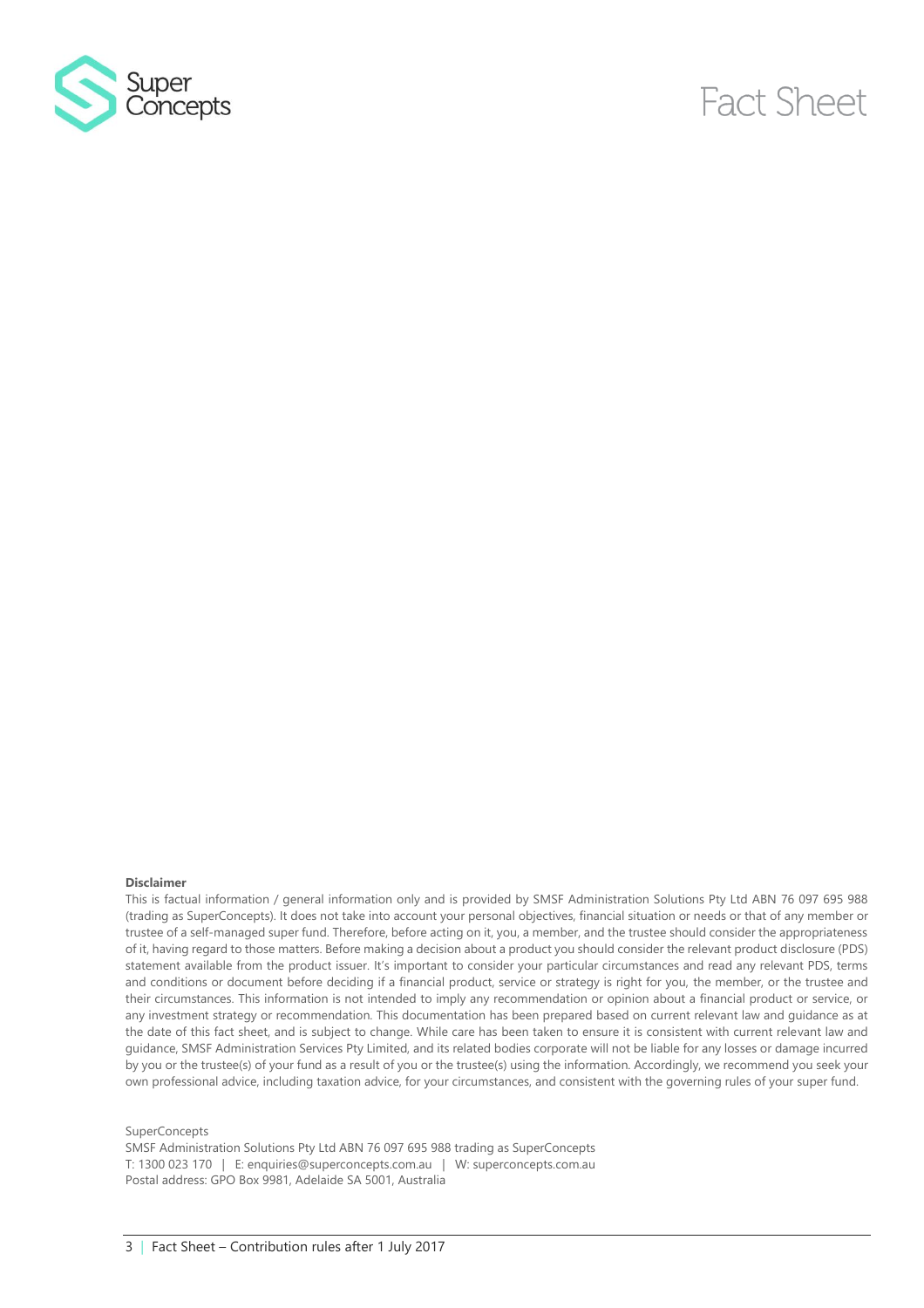**Disclaimer**

This is factual information / general information only and is provided by SMSF Administration Solutions Pty Ltd ABN 76 097 695 988 (trading as SuperConcepts). It does not take into account your personal objectives, financial situation or needs or that of any member or trustee of a self-managed super fund. Therefore, before acting on it, you, a member, and the trustee should consider the appropriateness of it, having regard to those matters. Before making a decision about a product you should consider the relevant product disclosure (PDS) statement available from the product issuer. It's important to consider your particular circumstances and read any relevant PDS, terms and conditions or document before deciding if a financial product, service or strategy is right for you, the member, or the trustee and their circumstances. This information is not intended to imply any recommendation or opinion about a financial product or service, or any investment strategy or recommendation. This documentation has been prepared based on current relevant law and guidance as at the date of this fact sheet, and is subject to change. While care has been taken to ensure it is consistent with current relevant law and guidance, SMSF Administration Services Pty Limited, and its related bodies corporate will not be liable for any losses or damage incurred by you or the trustee(s) of your fund as a result of you or the trustee(s) using the information. Accordingly, we recommend you seek your own professional advice, including taxation advice, for your circumstances, and consistent with the governing rules of your super fund.

SuperConcepts
SMSF Administration Solutions Pty Ltd ABN 76 097 695 988 trading as SuperConcepts
T: 1300 023 170 | E: enquiries@superconcepts.com.au | W: superconcepts.com.au
Postal address: GPO Box 9981, Adelaide SA 5001, Australia